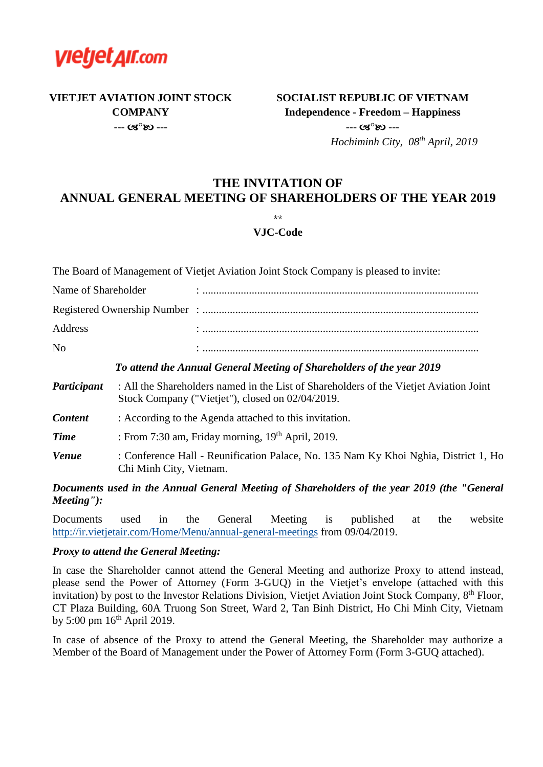vietjetAir.com

**VIETJET AVIATION JOINT STOCK COMPANY**

--- ☙°❧ ---

**SOCIALIST REPUBLIC OF VIETNAM**

**Independence - Freedom – Happiness**

--- ☙°❧ ---

*Hochiminh City, 08th April, 2019*

# THE INVITATION OF
# ANNUAL GENERAL MEETING OF SHAREHOLDERS OF THE YEAR 2019

**

**VJC-Code**

The Board of Management of Vietjet Aviation Joint Stock Company is pleased to invite:

Name of Shareholder : ..............................................................................................

Registered Ownership Number : ..............................................................................................

Address : ..............................................................................................

No : ..............................................................................................

***To attend the Annual General Meeting of Shareholders of the year 2019***

***Participant*** : All the Shareholders named in the List of Shareholders of the Vietjet Aviation Joint Stock Company ("Vietjet"), closed on 02/04/2019.

***Content*** : According to the Agenda attached to this invitation.

***Time*** : From 7:30 am, Friday morning, 19th April, 2019.

***Venue*** : Conference Hall - Reunification Palace, No. 135 Nam Ky Khoi Nghia, District 1, Ho Chi Minh City, Vietnam.

***Documents used in the Annual General Meeting of Shareholders of the year 2019 (the "General Meeting"):***

Documents used in the General Meeting is published at the website http://ir.vietjetair.com/Home/Menu/annual-general-meetings from 09/04/2019.

***Proxy to attend the General Meeting:***

In case the Shareholder cannot attend the General Meeting and authorize Proxy to attend instead, please send the Power of Attorney (Form 3-GUQ) in the Vietjet's envelope (attached with this invitation) by post to the Investor Relations Division, Vietjet Aviation Joint Stock Company, 8th Floor, CT Plaza Building, 60A Truong Son Street, Ward 2, Tan Binh District, Ho Chi Minh City, Vietnam by 5:00 pm 16th April 2019.

In case of absence of the Proxy to attend the General Meeting, the Shareholder may authorize a Member of the Board of Management under the Power of Attorney Form (Form 3-GUQ attached).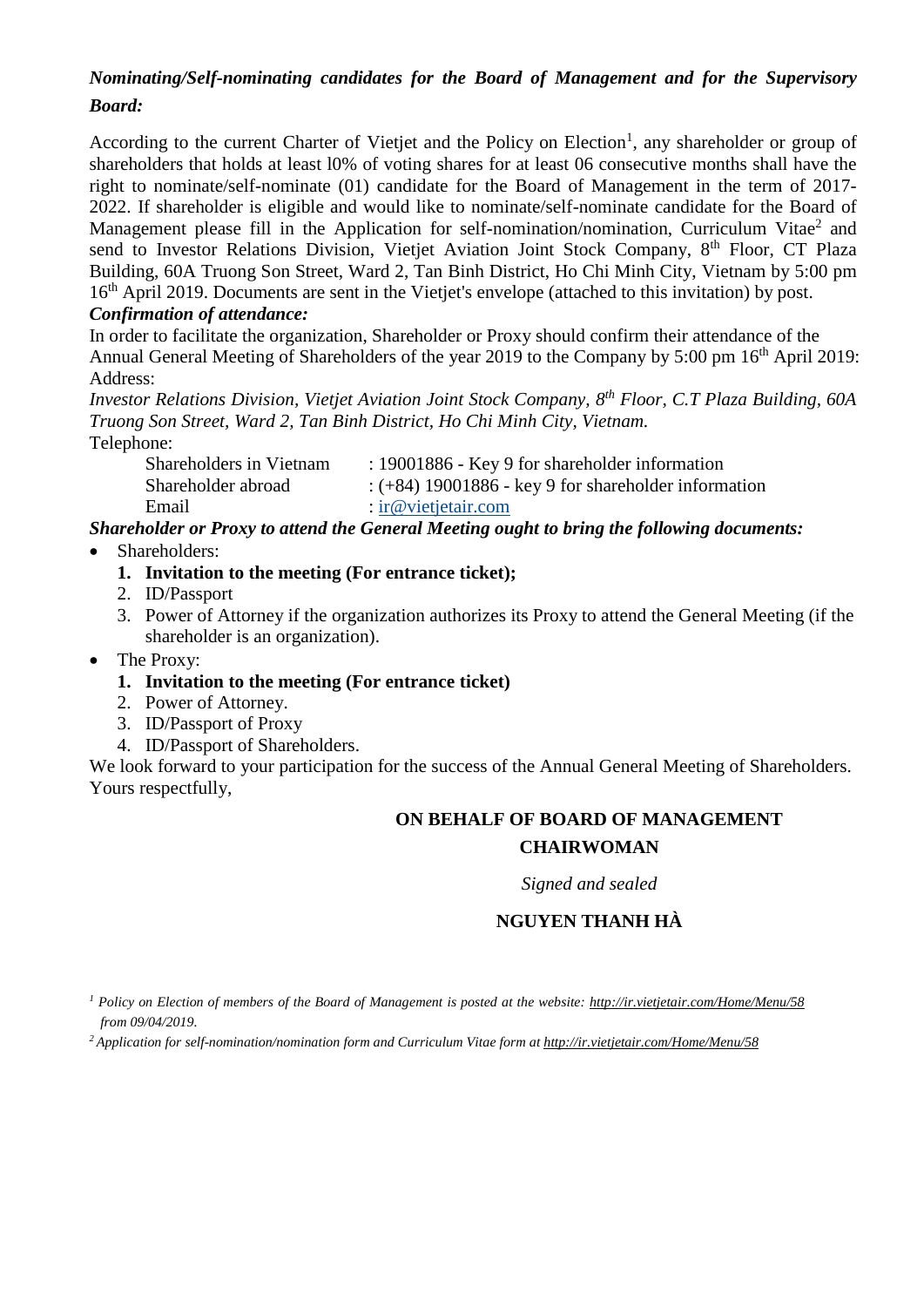***Nominating/Self-nominating candidates for the Board of Management and for the Supervisory Board:***

According to the current Charter of Vietjet and the Policy on Election[1], any shareholder or group of shareholders that holds at least l0% of voting shares for at least 06 consecutive months shall have the right to nominate/self-nominate (01) candidate for the Board of Management in the term of 2017-2022. If shareholder is eligible and would like to nominate/self-nominate candidate for the Board of Management please fill in the Application for self-nomination/nomination, Curriculum Vitae[2] and send to Investor Relations Division, Vietjet Aviation Joint Stock Company, 8th Floor, CT Plaza Building, 60A Truong Son Street, Ward 2, Tan Binh District, Ho Chi Minh City, Vietnam by 5:00 pm 16th April 2019. Documents are sent in the Vietjet's envelope (attached to this invitation) by post.

***Confirmation of attendance:***

In order to facilitate the organization, Shareholder or Proxy should confirm their attendance of the Annual General Meeting of Shareholders of the year 2019 to the Company by 5:00 pm 16th April 2019:

Address:

*Investor Relations Division, Vietjet Aviation Joint Stock Company, 8th Floor, C.T Plaza Building, 60A Truong Son Street, Ward 2, Tan Binh District, Ho Chi Minh City, Vietnam.*

Telephone:

| | |
|---|---|
| Shareholders in Vietnam | : 19001886 - Key 9 for shareholder information |
| Shareholder abroad | : (+84) 19001886 - key 9 for shareholder information |
| Email | : ir@vietjetair.com |

***Shareholder or Proxy to attend the General Meeting ought to bring the following documents:***

- Shareholders:
  1. **Invitation to the meeting (For entrance ticket);**
  2. ID/Passport
  3. Power of Attorney if the organization authorizes its Proxy to attend the General Meeting (if the shareholder is an organization).
- The Proxy:
  1. **Invitation to the meeting (For entrance ticket)**
  2. Power of Attorney.
  3. ID/Passport of Proxy
  4. ID/Passport of Shareholders.

We look forward to your participation for the success of the Annual General Meeting of Shareholders.

Yours respectfully,

**ON BEHALF OF BOARD OF MANAGEMENT**

**CHAIRWOMAN**

*Signed and sealed*

**NGUYEN THANH HÀ**

[1] *Policy on Election of members of the Board of Management is posted at the website: http://ir.vietjetair.com/Home/Menu/58 from 09/04/2019.*

[2] *Application for self-nomination/nomination form and Curriculum Vitae form at http://ir.vietjetair.com/Home/Menu/58*